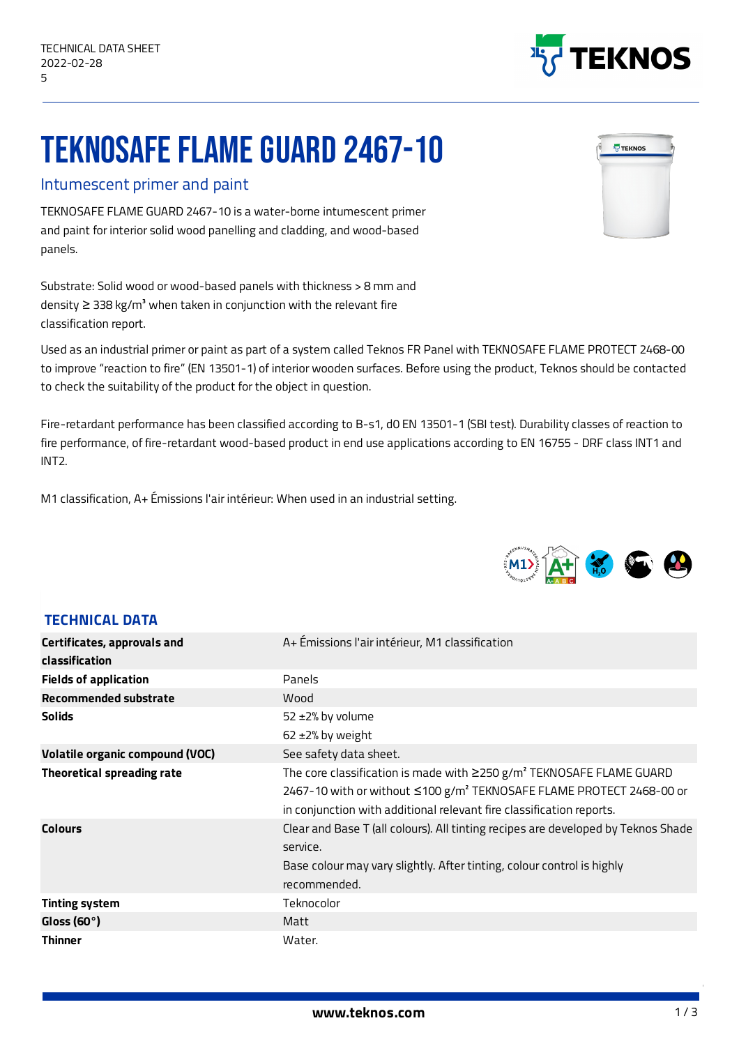TECHNICAL DATA SHEET
2022-02-28
5

# TEKNOSAFE FLAME GUARD 2467-10

## Intumescent primer and paint

TEKNOSAFE FLAME GUARD 2467-10 is a water-borne intumescent primer and paint for interior solid wood panelling and cladding, and wood-based panels.

Substrate: Solid wood or wood-based panels with thickness > 8 mm and density ≥ 338 kg/m³ when taken in conjunction with the relevant fire classification report.

Used as an industrial primer or paint as part of a system called Teknos FR Panel with TEKNOSAFE FLAME PROTECT 2468-00 to improve "reaction to fire" (EN 13501-1) of interior wooden surfaces. Before using the product, Teknos should be contacted to check the suitability of the product for the object in question.

Fire-retardant performance has been classified according to B-s1, d0 EN 13501-1 (SBI test). Durability classes of reaction to fire performance, of fire-retardant wood-based product in end use applications according to EN 16755 - DRF class INT1 and INT2.

M1 classification, A+ Émissions l'air intérieur: When used in an industrial setting.

### TECHNICAL DATA

| | |
|---|---|
| **Certificates, approvals and classification** | A+ Émissions l'air intérieur, M1 classification |
| **Fields of application** | Panels |
| **Recommended substrate** | Wood |
| **Solids** | 52 ±2% by volume<br>62 ±2% by weight |
| **Volatile organic compound (VOC)** | See safety data sheet. |
| **Theoretical spreading rate** | The core classification is made with ≥250 g/m² TEKNOSAFE FLAME GUARD 2467-10 with or without ≤100 g/m² TEKNOSAFE FLAME PROTECT 2468-00 or in conjunction with additional relevant fire classification reports. |
| **Colours** | Clear and Base T (all colours). All tinting recipes are developed by Teknos Shade service.<br>Base colour may vary slightly. After tinting, colour control is highly recommended. |
| **Tinting system** | Teknocolor |
| **Gloss (60°)** | Matt |
| **Thinner** | Water. |

www.teknos.com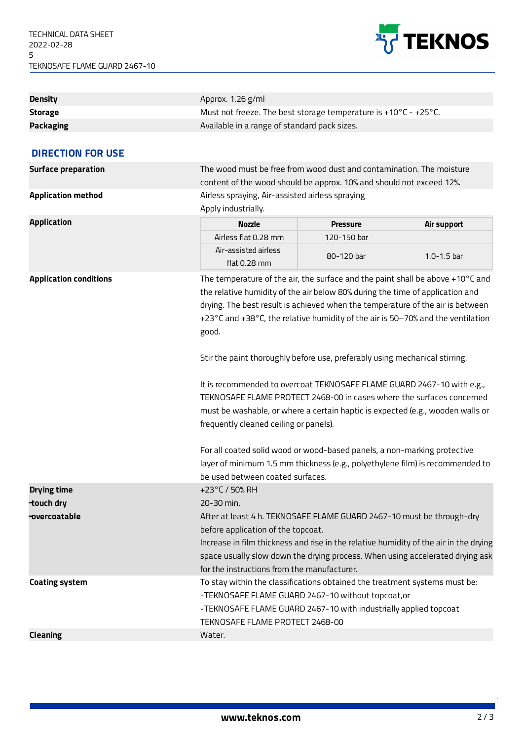| | |
|---|---|
| **Density** | Approx. 1.26 g/ml |
| **Storage** | Must not freeze. The best storage temperature is +10°C - +25°C. |
| **Packaging** | Available in a range of standard pack sizes. |

## DIRECTION FOR USE

**Surface preparation**

The wood must be free from wood dust and contamination. The moisture content of the wood should be approx. 10% and should not exceed 12%.

**Application method**

Airless spraying, Air-assisted airless spraying
Apply industrially.

**Application**

| Nozzle | Pressure | Air support |
|---|---|---|
| Airless flat 0.28 mm | 120-150 bar | |
| Air-assisted airless flat 0.28 mm | 80-120 bar | 1.0-1.5 bar |

**Application conditions**

The temperature of the air, the surface and the paint shall be above +10°C and the relative humidity of the air below 80% during the time of application and drying. The best result is achieved when the temperature of the air is between +23°C and +38°C, the relative humidity of the air is 50–70% and the ventilation good.

Stir the paint thoroughly before use, preferably using mechanical stirring.

It is recommended to overcoat TEKNOSAFE FLAME GUARD 2467-10 with e.g., TEKNOSAFE FLAME PROTECT 2468-00 in cases where the surfaces concerned must be washable, or where a certain haptic is expected (e.g., wooden walls or frequently cleaned ceiling or panels).

For all coated solid wood or wood-based panels, a non-marking protective layer of minimum 1.5 mm thickness (e.g., polyethylene film) is recommended to be used between coated surfaces.

**Drying time**

+23°C / 50% RH

**-touch dry**

20-30 min.

**-overcoatable**

After at least 4 h. TEKNOSAFE FLAME GUARD 2467-10 must be through-dry before application of the topcoat.
Increase in film thickness and rise in the relative humidity of the air in the drying space usually slow down the drying process. When using accelerated drying ask for the instructions from the manufacturer.

**Coating system**

To stay within the classifications obtained the treatment systems must be:
-TEKNOSAFE FLAME GUARD 2467-10 without topcoat,or
-TEKNOSAFE FLAME GUARD 2467-10 with industrially applied topcoat TEKNOSAFE FLAME PROTECT 2468-00

**Cleaning**

Water.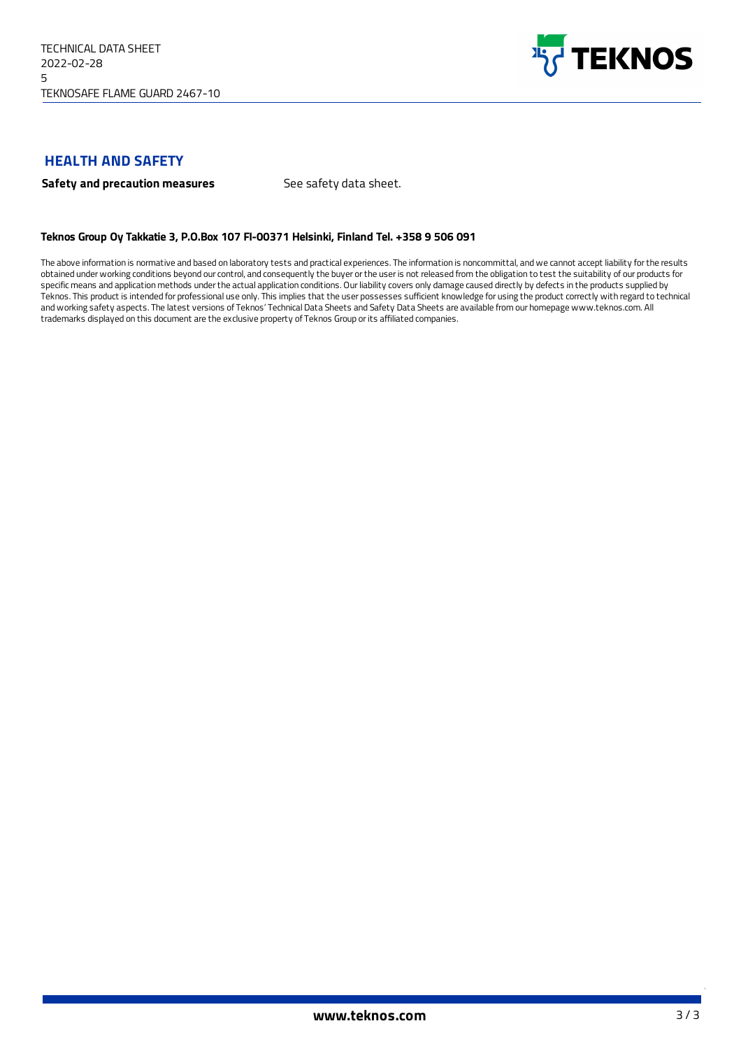## HEALTH AND SAFETY

| | |
|---|---|
| **Safety and precaution measures** | See safety data sheet. |

**Teknos Group Oy Takkatie 3, P.O.Box 107 FI-00371 Helsinki, Finland Tel. +358 9 506 091**

The above information is normative and based on laboratory tests and practical experiences. The information is noncommittal, and we cannot accept liability for the results obtained under working conditions beyond our control, and consequently the buyer or the user is not released from the obligation to test the suitability of our products for specific means and application methods under the actual application conditions. Our liability covers only damage caused directly by defects in the products supplied by Teknos. This product is intended for professional use only. This implies that the user possesses sufficient knowledge for using the product correctly with regard to technical and working safety aspects. The latest versions of Teknos' Technical Data Sheets and Safety Data Sheets are available from our homepage www.teknos.com. All trademarks displayed on this document are the exclusive property of Teknos Group or its affiliated companies.